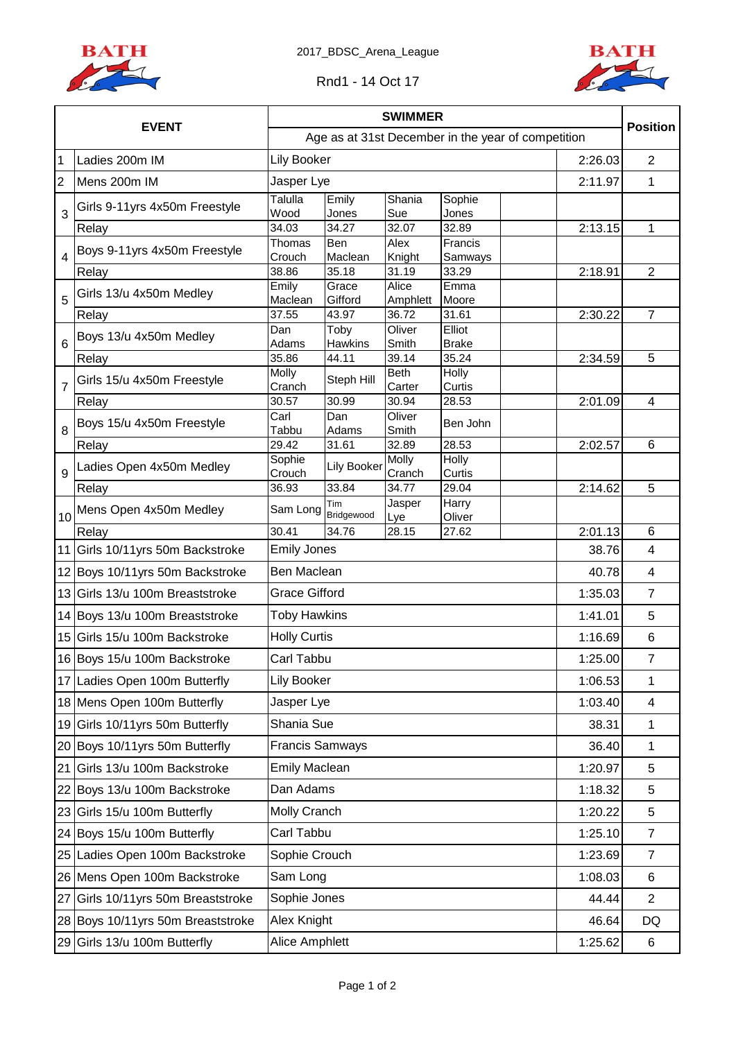2017_BDSC_Arena_League

Rnd1 - 14 Oct 17

| | EVENT | SWIMMER | | | | | | Position |
|---|---|---|---|---|---|---|---|---|
| | | Age as at 31st December in the year of competition | | | | | | |
| 1 | Ladies 200m IM | Lily Booker | | | | | 2:26.03 | 2 |
| 2 | Mens 200m IM | Jasper Lye | | | | | 2:11.97 | 1 |
| 3 | Girls 9-11yrs 4x50m Freestyle | Talulla Wood | Emily Jones | Shania Sue | Sophie Jones | | | |
| | Relay | 34.03 | 34.27 | 32.07 | 32.89 | | 2:13.15 | 1 |
| 4 | Boys 9-11yrs 4x50m Freestyle | Thomas Crouch | Ben Maclean | Alex Knight | Francis Samways | | | |
| | Relay | 38.86 | 35.18 | 31.19 | 33.29 | | 2:18.91 | 2 |
| 5 | Girls 13/u 4x50m Medley | Emily Maclean | Grace Gifford | Alice Amphlett | Emma Moore | | | |
| | Relay | 37.55 | 43.97 | 36.72 | 31.61 | | 2:30.22 | 7 |
| 6 | Boys 13/u 4x50m Medley | Dan Adams | Toby Hawkins | Oliver Smith | Elliot Brake | | | |
| | Relay | 35.86 | 44.11 | 39.14 | 35.24 | | 2:34.59 | 5 |
| 7 | Girls 15/u 4x50m Freestyle | Molly Cranch | Steph Hill | Beth Carter | Holly Curtis | | | |
| | Relay | 30.57 | 30.99 | 30.94 | 28.53 | | 2:01.09 | 4 |
| 8 | Boys 15/u 4x50m Freestyle | Carl Tabbu | Dan Adams | Oliver Smith | Ben John | | | |
| | Relay | 29.42 | 31.61 | 32.89 | 28.53 | | 2:02.57 | 6 |
| 9 | Ladies Open 4x50m Medley | Sophie Crouch | Lily Booker | Molly Cranch | Holly Curtis | | | |
| | Relay | 36.93 | 33.84 | 34.77 | 29.04 | | 2:14.62 | 5 |
| 10 | Mens Open 4x50m Medley | Sam Long | Tim Bridgewood | Jasper Lye | Harry Oliver | | | |
| | Relay | 30.41 | 34.76 | 28.15 | 27.62 | | 2:01.13 | 6 |
| 11 | Girls 10/11yrs 50m Backstroke | Emily Jones | | | | | 38.76 | 4 |
| 12 | Boys 10/11yrs 50m Backstroke | Ben Maclean | | | | | 40.78 | 4 |
| 13 | Girls 13/u 100m Breaststroke | Grace Gifford | | | | | 1:35.03 | 7 |
| 14 | Boys 13/u 100m Breaststroke | Toby Hawkins | | | | | 1:41.01 | 5 |
| 15 | Girls 15/u 100m Backstroke | Holly Curtis | | | | | 1:16.69 | 6 |
| 16 | Boys 15/u 100m Backstroke | Carl Tabbu | | | | | 1:25.00 | 7 |
| 17 | Ladies Open 100m Butterfly | Lily Booker | | | | | 1:06.53 | 1 |
| 18 | Mens Open 100m Butterfly | Jasper Lye | | | | | 1:03.40 | 4 |
| 19 | Girls 10/11yrs 50m Butterfly | Shania Sue | | | | | 38.31 | 1 |
| 20 | Boys 10/11yrs 50m Butterfly | Francis Samways | | | | | 36.40 | 1 |
| 21 | Girls 13/u 100m Backstroke | Emily Maclean | | | | | 1:20.97 | 5 |
| 22 | Boys 13/u 100m Backstroke | Dan Adams | | | | | 1:18.32 | 5 |
| 23 | Girls 15/u 100m Butterfly | Molly Cranch | | | | | 1:20.22 | 5 |
| 24 | Boys 15/u 100m Butterfly | Carl Tabbu | | | | | 1:25.10 | 7 |
| 25 | Ladies Open 100m Backstroke | Sophie Crouch | | | | | 1:23.69 | 7 |
| 26 | Mens Open 100m Backstroke | Sam Long | | | | | 1:08.03 | 6 |
| 27 | Girls 10/11yrs 50m Breaststroke | Sophie Jones | | | | | 44.44 | 2 |
| 28 | Boys 10/11yrs 50m Breaststroke | Alex Knight | | | | | 46.64 | DQ |
| 29 | Girls 13/u 100m Butterfly | Alice Amphlett | | | | | 1:25.62 | 6 |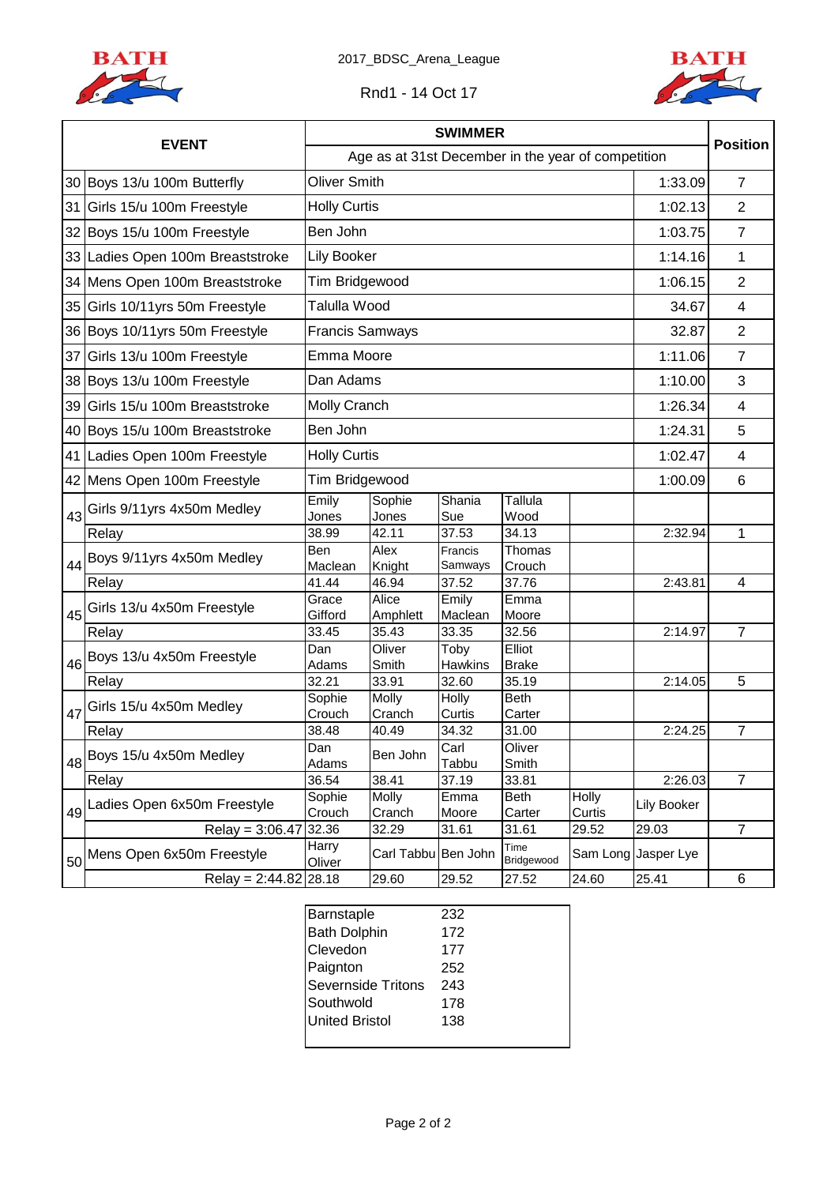2017_BDSC_Arena_League

Rnd1 - 14 Oct 17

| EVENT | | SWIMMER | | | | | | | Position |
|---|---|---|---|---|---|---|---|---|---|
| | | Age as at 31st December in the year of competition | | | | | | | |
| 30 | Boys 13/u 100m Butterfly | Oliver Smith | | | | | | 1:33.09 | 7 |
| 31 | Girls 15/u 100m Freestyle | Holly Curtis | | | | | | 1:02.13 | 2 |
| 32 | Boys 15/u 100m Freestyle | Ben John | | | | | | 1:03.75 | 7 |
| 33 | Ladies Open 100m Breaststroke | Lily Booker | | | | | | 1:14.16 | 1 |
| 34 | Mens Open 100m Breaststroke | Tim Bridgewood | | | | | | 1:06.15 | 2 |
| 35 | Girls 10/11yrs 50m Freestyle | Talulla Wood | | | | | | 34.67 | 4 |
| 36 | Boys 10/11yrs 50m Freestyle | Francis Samways | | | | | | 32.87 | 2 |
| 37 | Girls 13/u 100m Freestyle | Emma Moore | | | | | | 1:11.06 | 7 |
| 38 | Boys 13/u 100m Freestyle | Dan Adams | | | | | | 1:10.00 | 3 |
| 39 | Girls 15/u 100m Breaststroke | Molly Cranch | | | | | | 1:26.34 | 4 |
| 40 | Boys 15/u 100m Breaststroke | Ben John | | | | | | 1:24.31 | 5 |
| 41 | Ladies Open 100m Freestyle | Holly Curtis | | | | | | 1:02.47 | 4 |
| 42 | Mens Open 100m Freestyle | Tim Bridgewood | | | | | | 1:00.09 | 6 |
| 43 | Girls 9/11yrs 4x50m Medley | Emily Jones | Sophie Jones | Shania Sue | Tallula Wood | | | | |
| | Relay | 38.99 | 42.11 | 37.53 | 34.13 | | | 2:32.94 | 1 |
| 44 | Boys 9/11yrs 4x50m Medley | Ben Maclean | Alex Knight | Francis Samways | Thomas Crouch | | | | |
| | Relay | 41.44 | 46.94 | 37.52 | 37.76 | | | 2:43.81 | 4 |
| 45 | Girls 13/u 4x50m Freestyle | Grace Gifford | Alice Amphlett | Emily Maclean | Emma Moore | | | | |
| | Relay | 33.45 | 35.43 | 33.35 | 32.56 | | | 2:14.97 | 7 |
| 46 | Boys 13/u 4x50m Freestyle | Dan Adams | Oliver Smith | Toby Hawkins | Elliot Brake | | | | |
| | Relay | 32.21 | 33.91 | 32.60 | 35.19 | | | 2:14.05 | 5 |
| 47 | Girls 15/u 4x50m Medley | Sophie Crouch | Molly Cranch | Holly Curtis | Beth Carter | | | | |
| | Relay | 38.48 | 40.49 | 34.32 | 31.00 | | | 2:24.25 | 7 |
| 48 | Boys 15/u 4x50m Medley | Dan Adams | Ben John | Carl Tabbu | Oliver Smith | | | | |
| | Relay | 36.54 | 38.41 | 37.19 | 33.81 | | | 2:26.03 | 7 |
| 49 | Ladies Open 6x50m Freestyle | Sophie Crouch | Molly Cranch | Emma Moore | Beth Carter | Holly Curtis | Lily Booker | | |
| | Relay = 3:06.47 | 32.36 | 32.29 | 31.61 | 31.61 | 29.52 | 29.03 | | 7 |
| 50 | Mens Open 6x50m Freestyle | Harry Oliver | Carl Tabbu | Ben John | Time Bridgewood | Sam Long | Jasper Lye | | |
| | Relay = 2:44.82 | 28.18 | 29.60 | 29.52 | 27.52 | 24.60 | 25.41 | | 6 |

| | |
|---|---|
| Barnstaple | 232 |
| Bath Dolphin | 172 |
| Clevedon | 177 |
| Paignton | 252 |
| Severnside Tritons | 243 |
| Southwold | 178 |
| United Bristol | 138 |